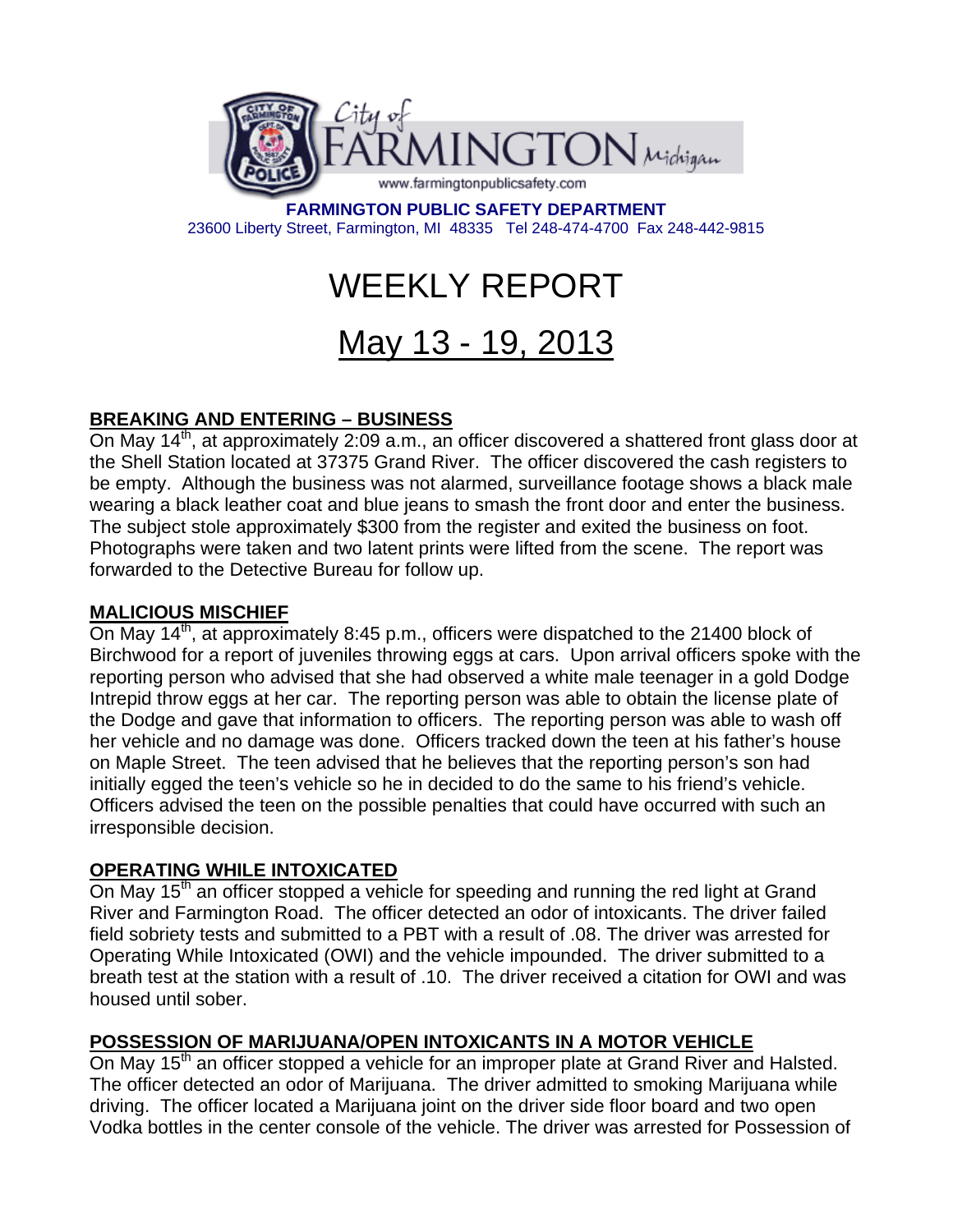City of FARMINGTON Michigan

www.farmingtonpublicsafety.com

**FARMINGTON PUBLIC SAFETY DEPARTMENT**
23600 Liberty Street, Farmington, MI 48335 Tel 248-474-4700 Fax 248-442-9815

# WEEKLY REPORT

# May 13 - 19, 2013

## BREAKING AND ENTERING – BUSINESS

On May 14th, at approximately 2:09 a.m., an officer discovered a shattered front glass door at the Shell Station located at 37375 Grand River. The officer discovered the cash registers to be empty. Although the business was not alarmed, surveillance footage shows a black male wearing a black leather coat and blue jeans to smash the front door and enter the business. The subject stole approximately $300 from the register and exited the business on foot. Photographs were taken and two latent prints were lifted from the scene. The report was forwarded to the Detective Bureau for follow up.

## MALICIOUS MISCHIEF

On May 14th, at approximately 8:45 p.m., officers were dispatched to the 21400 block of Birchwood for a report of juveniles throwing eggs at cars. Upon arrival officers spoke with the reporting person who advised that she had observed a white male teenager in a gold Dodge Intrepid throw eggs at her car. The reporting person was able to obtain the license plate of the Dodge and gave that information to officers. The reporting person was able to wash off her vehicle and no damage was done. Officers tracked down the teen at his father's house on Maple Street. The teen advised that he believes that the reporting person's son had initially egged the teen's vehicle so he in decided to do the same to his friend's vehicle. Officers advised the teen on the possible penalties that could have occurred with such an irresponsible decision.

## OPERATING WHILE INTOXICATED

On May 15th an officer stopped a vehicle for speeding and running the red light at Grand River and Farmington Road. The officer detected an odor of intoxicants. The driver failed field sobriety tests and submitted to a PBT with a result of .08. The driver was arrested for Operating While Intoxicated (OWI) and the vehicle impounded. The driver submitted to a breath test at the station with a result of .10. The driver received a citation for OWI and was housed until sober.

## POSSESSION OF MARIJUANA/OPEN INTOXICANTS IN A MOTOR VEHICLE

On May 15th an officer stopped a vehicle for an improper plate at Grand River and Halsted. The officer detected an odor of Marijuana. The driver admitted to smoking Marijuana while driving. The officer located a Marijuana joint on the driver side floor board and two open Vodka bottles in the center console of the vehicle. The driver was arrested for Possession of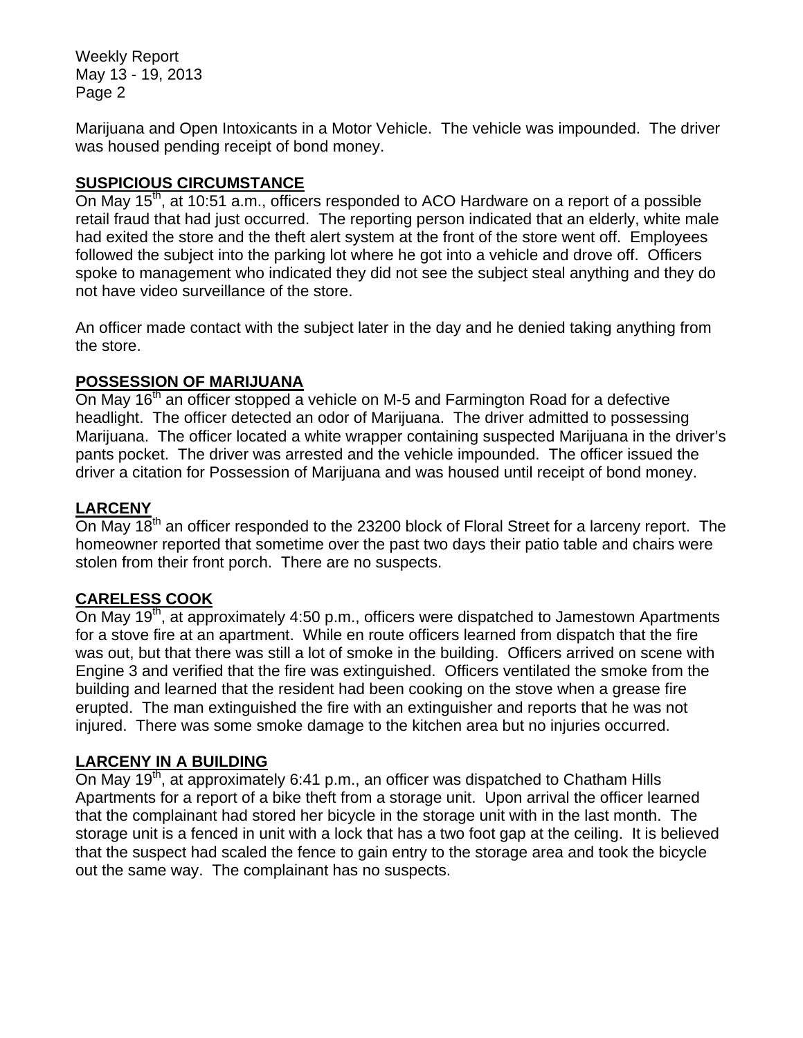Marijuana and Open Intoxicants in a Motor Vehicle. The vehicle was impounded. The driver was housed pending receipt of bond money.

## SUSPICIOUS CIRCUMSTANCE

On May 15th, at 10:51 a.m., officers responded to ACO Hardware on a report of a possible retail fraud that had just occurred. The reporting person indicated that an elderly, white male had exited the store and the theft alert system at the front of the store went off. Employees followed the subject into the parking lot where he got into a vehicle and drove off. Officers spoke to management who indicated they did not see the subject steal anything and they do not have video surveillance of the store.

An officer made contact with the subject later in the day and he denied taking anything from the store.

## POSSESSION OF MARIJUANA

On May 16th an officer stopped a vehicle on M-5 and Farmington Road for a defective headlight. The officer detected an odor of Marijuana. The driver admitted to possessing Marijuana. The officer located a white wrapper containing suspected Marijuana in the driver's pants pocket. The driver was arrested and the vehicle impounded. The officer issued the driver a citation for Possession of Marijuana and was housed until receipt of bond money.

## LARCENY

On May 18th an officer responded to the 23200 block of Floral Street for a larceny report. The homeowner reported that sometime over the past two days their patio table and chairs were stolen from their front porch. There are no suspects.

## CARELESS COOK

On May 19th, at approximately 4:50 p.m., officers were dispatched to Jamestown Apartments for a stove fire at an apartment. While en route officers learned from dispatch that the fire was out, but that there was still a lot of smoke in the building. Officers arrived on scene with Engine 3 and verified that the fire was extinguished. Officers ventilated the smoke from the building and learned that the resident had been cooking on the stove when a grease fire erupted. The man extinguished the fire with an extinguisher and reports that he was not injured. There was some smoke damage to the kitchen area but no injuries occurred.

## LARCENY IN A BUILDING

On May 19th, at approximately 6:41 p.m., an officer was dispatched to Chatham Hills Apartments for a report of a bike theft from a storage unit. Upon arrival the officer learned that the complainant had stored her bicycle in the storage unit with in the last month. The storage unit is a fenced in unit with a lock that has a two foot gap at the ceiling. It is believed that the suspect had scaled the fence to gain entry to the storage area and took the bicycle out the same way. The complainant has no suspects.